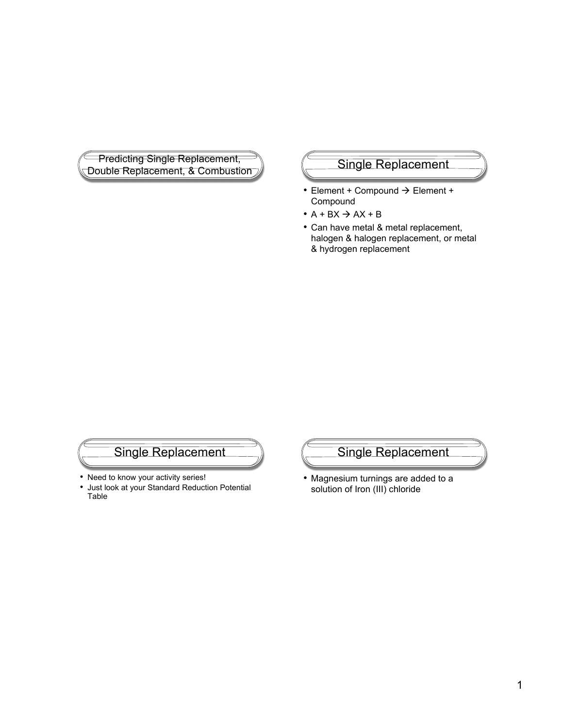## Predicting Single Replacement, Double Replacement, & Combustion

## Single Replacement

- Element + Compound → Element + Compound
- A + BX → AX + B
- Can have metal & metal replacement, halogen & halogen replacement, or metal & hydrogen replacement

## Single Replacement

- Need to know your activity series!
- Just look at your Standard Reduction Potential Table

## Single Replacement

- Magnesium turnings are added to a solution of Iron (III) chloride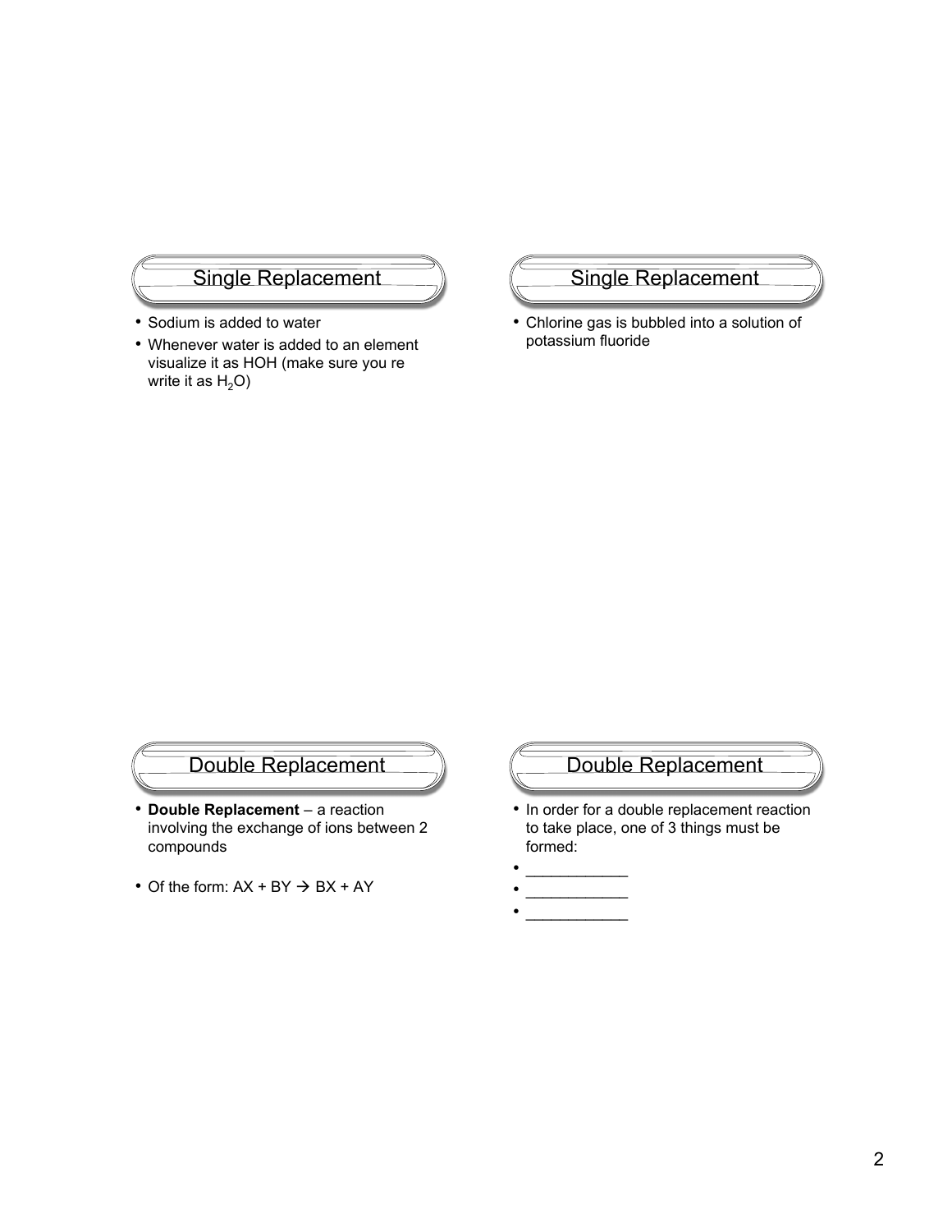## Single Replacement

- Sodium is added to water
- Whenever water is added to an element visualize it as HOH (make sure you re write it as $H_2O$)

## Single Replacement

- Chlorine gas is bubbled into a solution of potassium fluoride

## Double Replacement

- **Double Replacement** – a reaction involving the exchange of ions between 2 compounds
- Of the form: AX + BY → BX + AY

## Double Replacement

- In order for a double replacement reaction to take place, one of 3 things must be formed:
- ____________
- ____________
- ____________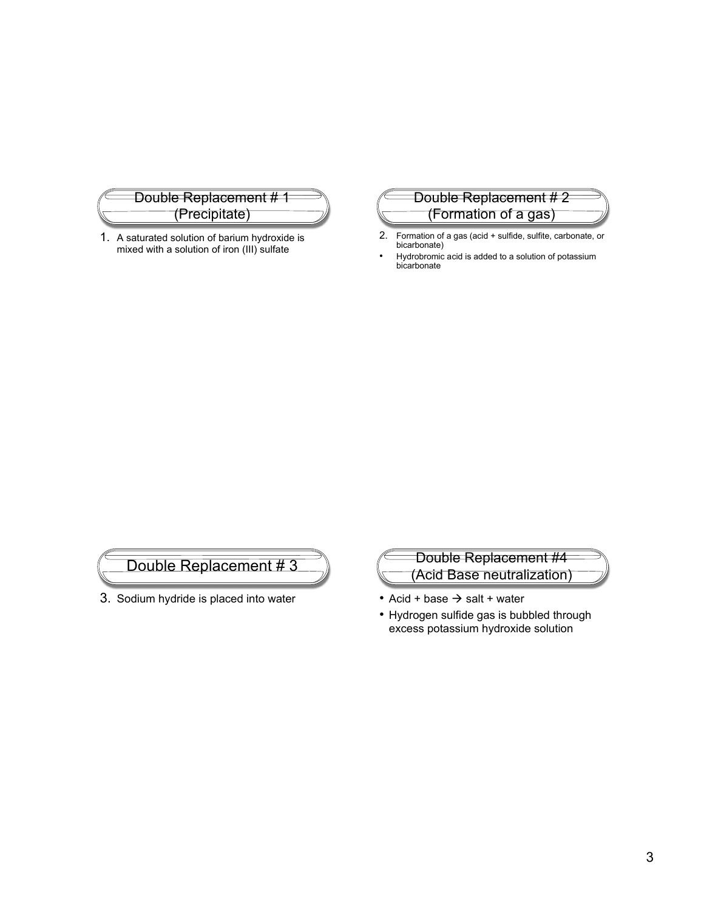## Double Replacement # 1 (Precipitate)

1. A saturated solution of barium hydroxide is mixed with a solution of iron (III) sulfate

## Double Replacement # 2 (Formation of a gas)

2. Formation of a gas (acid + sulfide, sulfite, carbonate, or bicarbonate)

- Hydrobromic acid is added to a solution of potassium bicarbonate

## Double Replacement # 3

3. Sodium hydride is placed into water

## Double Replacement #4 (Acid Base neutralization)

- Acid + base → salt + water
- Hydrogen sulfide gas is bubbled through excess potassium hydroxide solution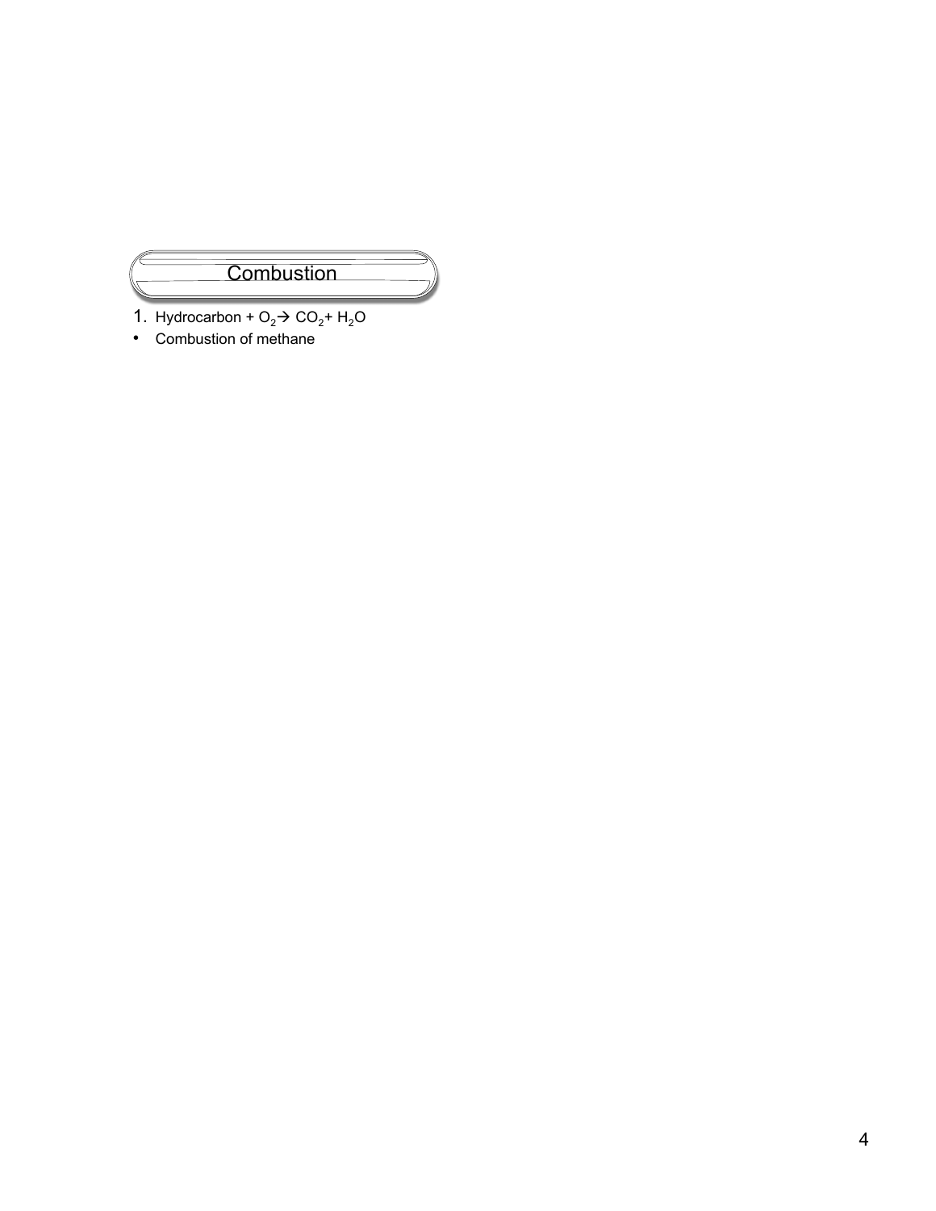## Combustion

1. Hydrocarbon + $O_2 \rightarrow CO_2 + H_2O$

- Combustion of methane